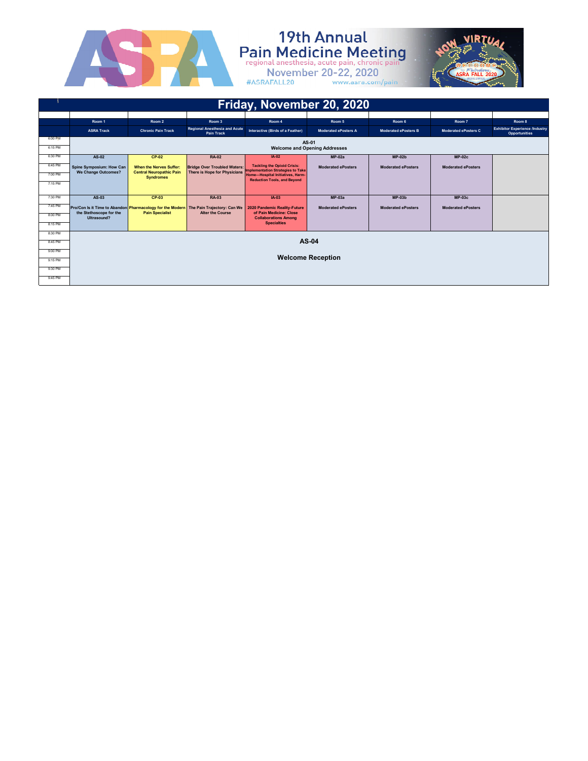# ASRA 19th Annual Pain Medicine Meeting

regional anesthesia, acute pain, chronic pain

November 20-22, 2020

#ASRAFALL20 www.asra.com/pain

NOW VIRTUAL — WELCOME to Fabulous ASRA FALL 2020

## Friday, November 20, 2020

| | Room 1 | Room 2 | Room 3 | Room 4 | Room 5 | Room 6 | Room 7 | Room 8 |
|---|---|---|---|---|---|---|---|---|
| | ASRA Track | Chronic Pain Track | Regional Anesthesia and Acute Pain Track | Interactive (Birds of a Feather) | Moderated ePosters A | Moderated ePosters B | Moderated ePosters C | Exhibitor Experience /Industry Opportunities |
| 6:00 PM – 6:15 PM | AS-01 Welcome and Opening Addresses | | | | | | | |
| 6:30 PM – 7:15 PM | AS-02 Spine Symposium: How Can We Change Outcomes? | CP-02 When the Nerves Suffer: Central Neuropathic Pain Syndromes | RA-02 Bridge Over Troubled Waters: There is Hope for Physicians | IA-02 Tackling the Opioid Crisis: Implementation Strategies to Take Home—Hospital Initiatives, Harm-Reduction Tools, and Beyond | MP-02a Moderated ePosters | MP-02b Moderated ePosters | MP-02c Moderated ePosters | |
| 7:30 PM – 8:15 PM | AS-03 Pro/Con Is it Time to Abandon the Stethoscope for the Ultrasound? | CP-03 Pharmacology for the Modern Pain Specialist | RA-03 The Pain Trajectory: Can We Alter the Course | IA-03 2020 Pandemic Reality-Future of Pain Medicine: Close Collaborations Among Specialties | MP-03a Moderated ePosters | MP-03b Moderated ePosters | MP-03c Moderated ePosters | |
| 8:30 PM – 9:45 PM | AS-04 Welcome Reception | | | | | | | |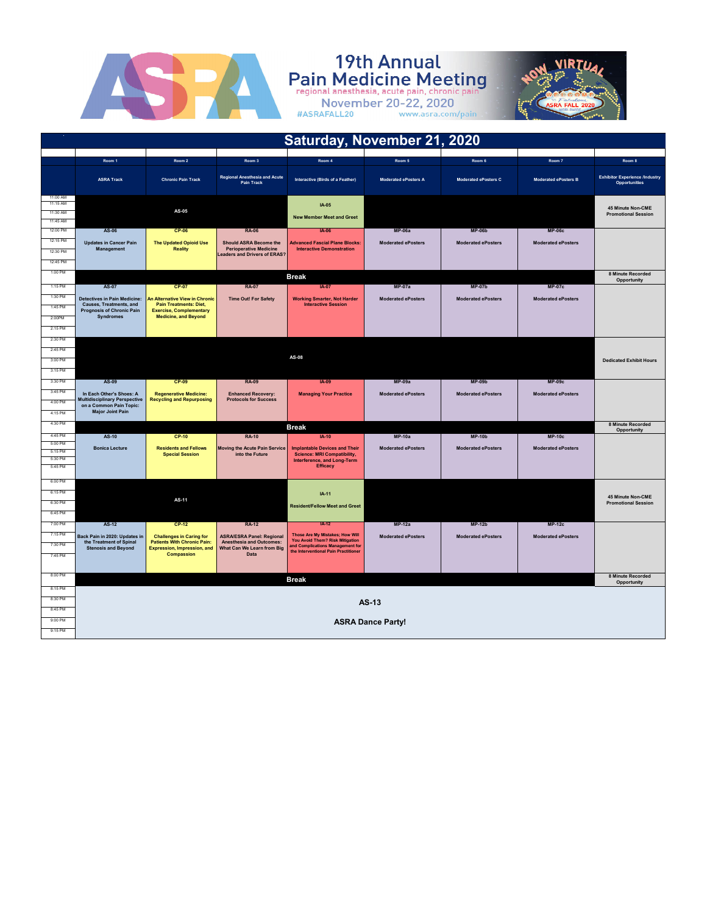# ASRA 19th Annual Pain Medicine Meeting

regional anesthesia, acute pain, chronic pain

November 20-22, 2020

#ASRAFALL20 www.asra.com/pain

NOW VIRTUAL — Welcome to Fabulous ASRA FALL 2020

## Saturday, November 21, 2020

| Time | Room 1 | Room 2 | Room 3 | Room 4 | Room 5 | Room 6 | Room 7 | Room 8 |
|---|---|---|---|---|---|---|---|---|
| | ASRA Track | Chronic Pain Track | Regional Anesthesia and Acute Pain Track | Interactive (Birds of a Feather) | Moderated ePosters A | Moderated ePosters C | Moderated ePosters B | Exhibitor Experience /Industry Opportunities |
| 11:00 AM – 11:45 AM | AS-05 | | | IA-05 New Member Meet and Greet | | | | 45 Minute Non-CME Promotional Session |
| 12:00 PM – 12:45 PM | AS-06 Updates in Cancer Pain Management | CP-06 The Updated Opioid Use Reality | RA-06 Should ASRA Become the Perioperative Medicine Leaders and Drivers of ERAS? | IA-06 Advanced Fascial Plane Blocks: Interactive Demonstration | MP-06a Moderated ePosters | MP-06b Moderated ePosters | MP-06c Moderated ePosters | |
| 1:00 PM | Break | | | | | | | 8 Minute Recorded Opportunity |
| 1:15 PM – 2:15 PM | AS-07 Detectives in Pain Medicine: Causes, Treatments, and Prognosis of Chronic Pain Syndromes | CP-07 An Alternative View in Chronic Pain Treatments: Diet, Exercise, Complementary Medicine, and Beyond | RA-07 Time Out! For Safety | IA-07 Working Smarter, Not Harder Interactive Session | MP-07a Moderated ePosters | MP-07b Moderated ePosters | MP-07c Moderated ePosters | |
| 2:30 PM – 3:15 PM | AS-08 | | | | | | | Dedicated Exhibit Hours |
| 3:30 PM – 4:15 PM | AS-09 In Each Other's Shoes: A Multidisciplinary Perspective on a Common Pain Topic: Major Joint Pain | CP-09 Regenerative Medicine: Recycling and Repurposing | RA-09 Enhanced Recovery: Protocols for Success | IA-09 Managing Your Practice | MP-09a Moderated ePosters | MP-09b Moderated ePosters | MP-09c Moderated ePosters | |
| 4:30 PM | Break | | | | | | | 8 Minute Recorded Opportunity |
| 4:45 PM – 5:45 PM | AS-10 Bonica Lecture | CP-10 Residents and Fellows Special Session | RA-10 Moving the Acute Pain Service into the Future | IA-10 Implantable Devices and Their Science: MRI Compatibility, Interference, and Long-Term Efficacy | MP-10a Moderated ePosters | MP-10b Moderated ePosters | MP-10c Moderated ePosters | |
| 6:00 PM – 6:45 PM | AS-11 | | | IA-11 Resident/Fellow Meet and Greet | | | | 45 Minute Non-CME Promotional Session |
| 7:00 PM – 7:45 PM | AS-12 Back Pain in 2020: Updates in the Treatment of Spinal Stenosis and Beyond | CP-12 Challenges in Caring for Patients With Chronic Pain: Expression, Impression, and Compassion | RA-12 ASRA/ESRA Panel: Regional Anesthesia and Outcomes: What Can We Learn from Big Data | IA-12 Those Are My Mistakes; How Will You Avoid Them? Risk Mitigation and Complications Management for the Interventional Pain Practitioner | MP-12a Moderated ePosters | MP-12b Moderated ePosters | MP-12c Moderated ePosters | |
| 8:00 PM | Break | | | | | | | 8 Minute Recorded Opportunity |
| 8:15 PM – 9:15 PM | AS-13 ASRA Dance Party! | | | | | | | |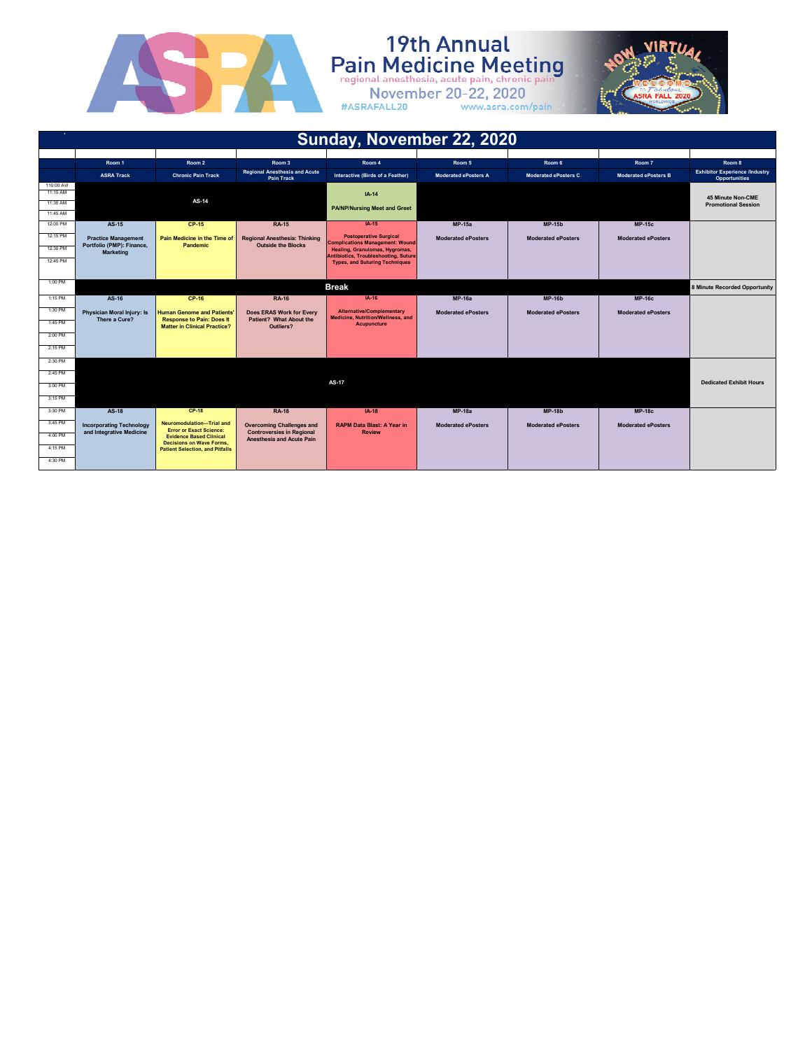# 19th Annual Pain Medicine Meeting

regional anesthesia, acute pain, chronic pain

November 20-22, 2020

#ASRAFALL20 www.asra.com/pain

## Sunday, November 22, 2020

| | Room 1 | Room 2 | Room 3 | Room 4 | Room 5 | Room 6 | Room 7 | Room 8 |
|---|---|---|---|---|---|---|---|---|
| | ASRA Track | Chronic Pain Track | Regional Anesthesia and Acute Pain Track | Interactive (Birds of a Feather) | Moderated ePosters A | Moderated ePosters C | Moderated ePosters B | Exhibitor Experience /Industry Opportunities |
| 11:00 AM – 11:45 AM | AS-14 | | | IA-14 PA/NP/Nursing Meet and Greet | | | | 45 Minute Non-CME Promotional Session |
| 12:00 PM – 12:45 PM | AS-15 Practice Management Portfolio (PMP): Finance, Marketing | CP-15 Pain Medicine in the Time of Pandemic | RA-15 Regional Anesthesia: Thinking Outside the Blocks | IA-15 Postoperative Surgical Complications Management: Wound Healing, Granulomas, Hygromas, Antibiotics, Troubleshooting, Suture Types, and Suturing Techniques | MP-15a Moderated ePosters | MP-15b Moderated ePosters | MP-15c Moderated ePosters | |
| 1:00 PM | Break | | | | | | | 8 Minute Recorded Opportunity |
| 1:15 PM – 2:15 PM | AS-16 Physician Moral Injury: Is There a Cure? | CP-16 Human Genome and Patients' Response to Pain: Does It Matter in Clinical Practice? | RA-16 Does ERAS Work for Every Patient? What About the Outliers? | IA-16 Alternative/Complementary Medicine, Nutrition/Wellness, and Acupuncture | MP-16a Moderated ePosters | MP-16b Moderated ePosters | MP-16c Moderated ePosters | |
| 2:30 PM – 3:15 PM | AS-17 | | | | | | | Dedicated Exhibit Hours |
| 3:30 PM – 4:30 PM | AS-18 Incorporating Technology and Integrative Medicine | CP-18 Neuromodulation—Trial and Error or Exact Science: Evidence Based Clinical Decisions on Wave Forms, Patient Selection, and Pitfalls | RA-18 Overcoming Challenges and Controversies in Regional Anesthesia and Acute Pain | IA-18 RAPM Data Blast: A Year in Review | MP-18a Moderated ePosters | MP-18b Moderated ePosters | MP-18c Moderated ePosters | |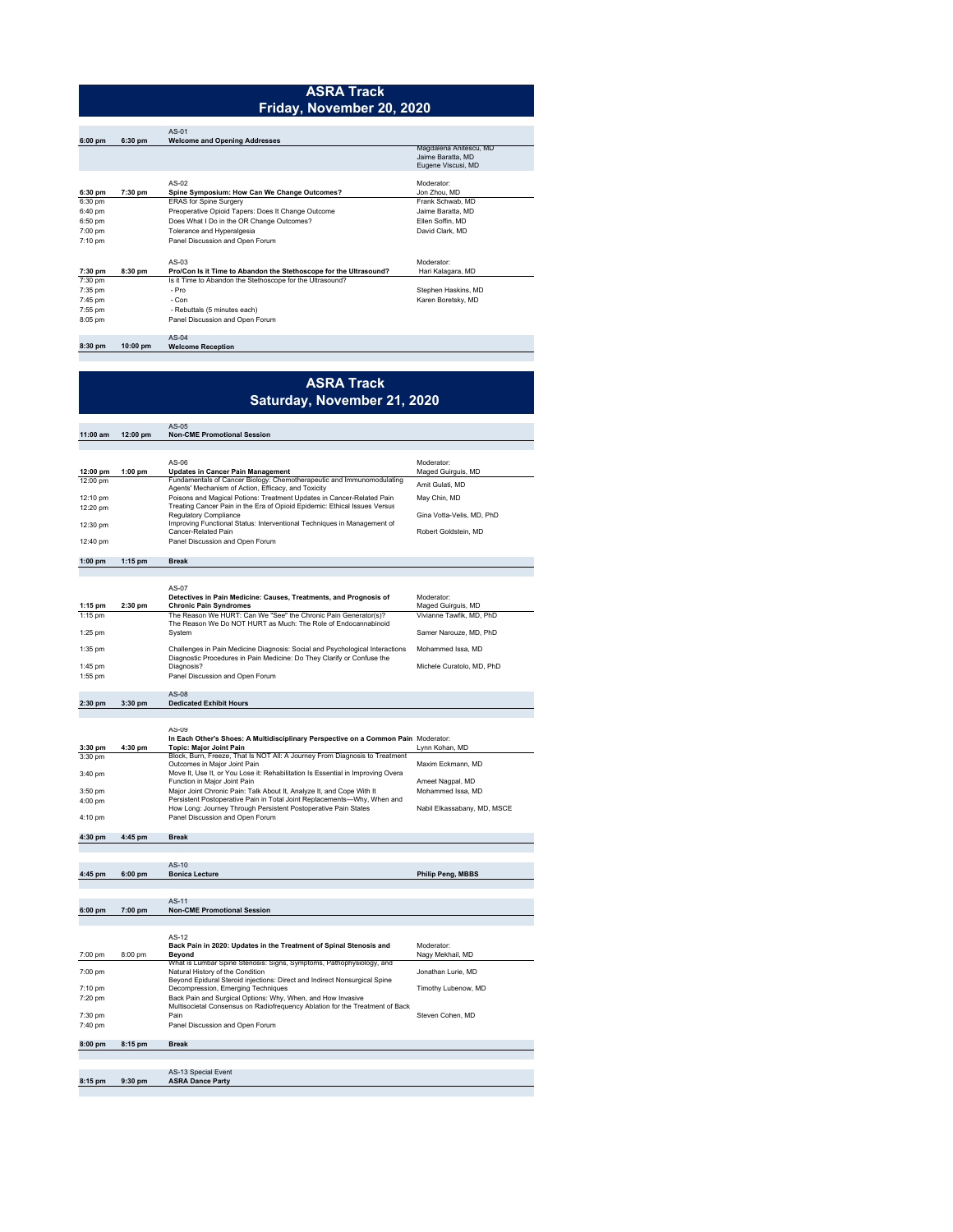# ASRA Track
## Friday, November 20, 2020

| Start | End | Session | Speaker |
|---|---|---|---|
| 6:00 pm | 6:30 pm | AS-01 **Welcome and Opening Addresses** | |
| | | | Magdalena Anitescu, MD<br>Jaime Baratta, MD<br>Eugene Viscusi, MD |
| 6:30 pm | 7:30 pm | AS-02 **Spine Symposium: How Can We Change Outcomes?** | Moderator: Jon Zhou, MD |
| 6:30 pm | | ERAS for Spine Surgery | Frank Schwab, MD |
| 6:40 pm | | Preoperative Opioid Tapers: Does It Change Outcome | Jaime Baratta, MD |
| 6:50 pm | | Does What I Do in the OR Change Outcomes? | Ellen Soffin, MD |
| 7:00 pm | | Tolerance and Hyperalgesia | David Clark, MD |
| 7:10 pm | | Panel Discussion and Open Forum | |
| 7:30 pm | 8:30 pm | AS-03 **Pro/Con Is it Time to Abandon the Stethoscope for the Ultrasound?** | Moderator: Hari Kalagara, MD |
| 7:30 pm | | Is it Time to Abandon the Stethoscope for the Ultrasound? | |
| 7:35 pm | | - Pro | Stephen Haskins, MD |
| 7:45 pm | | - Con | Karen Boretsky, MD |
| 7:55 pm | | - Rebuttals (5 minutes each) | |
| 8:05 pm | | Panel Discussion and Open Forum | |
| 8:30 pm | 10:00 pm | AS-04 **Welcome Reception** | |

# ASRA Track
## Saturday, November 21, 2020

| Start | End | Session | Speaker |
|---|---|---|---|
| 11:00 am | 12:00 pm | AS-05 **Non-CME Promotional Session** | |
| 12:00 pm | 1:00 pm | AS-06 **Updates in Cancer Pain Management** | Moderator: Maged Guirguis, MD |
| 12:00 pm | | Fundamentals of Cancer Biology: Chemotherapeutic and Immunomodulating Agents' Mechanism of Action, Efficacy, and Toxicity | Amit Gulati, MD |
| 12:10 pm | | Poisons and Magical Potions: Treatment Updates in Cancer-Related Pain | May Chin, MD |
| 12:20 pm | | Treating Cancer Pain in the Era of Opioid Epidemic: Ethical Issues Versus Regulatory Compliance | Gina Votta-Velis, MD, PhD |
| 12:30 pm | | Improving Functional Status: Interventional Techniques in Management of Cancer-Related Pain | Robert Goldstein, MD |
| 12:40 pm | | Panel Discussion and Open Forum | |
| 1:00 pm | 1:15 pm | **Break** | |
| 1:15 pm | 2:30 pm | AS-07 **Detectives in Pain Medicine: Causes, Treatments, and Prognosis of Chronic Pain Syndromes** | Moderator: Maged Guirguis, MD |
| 1:15 pm | | The Reason We HURT: Can We "See" the Chronic Pain Generator(s)? | Vivianne Tawfik, MD, PhD |
| 1:25 pm | | The Reason We Do NOT HURT as Much: The Role of Endocannabinoid System | Samer Narouze, MD, PhD |
| 1:35 pm | | Challenges in Pain Medicine Diagnosis: Social and Psychological Interactions | Mohammed Issa, MD |
| 1:45 pm | | Diagnostic Procedures in Pain Medicine: Do They Clarify or Confuse the Diagnosis? | Michele Curatolo, MD, PhD |
| 1:55 pm | | Panel Discussion and Open Forum | |
| 2:30 pm | 3:30 pm | AS-08 **Dedicated Exhibit Hours** | |
| 3:30 pm | 4:30 pm | AS-09 **In Each Other's Shoes: A Multidisciplinary Perspective on a Common Pain Topic: Major Joint Pain** | Moderator: Lynn Kohan, MD |
| 3:30 pm | | Block, Burn, Freeze, That Is NOT All: A Journey From Diagnosis to Treatment Outcomes in Major Joint Pain | Maxim Eckmann, MD |
| 3:40 pm | | Move It, Use It, or You Lose it: Rehabilitation Is Essential in Improving Overa Function in Major Joint Pain | Ameet Nagpal, MD |
| 3:50 pm | | Major Joint Chronic Pain: Talk About It, Analyze It, and Cope With It | Mohammed Issa, MD |
| 4:00 pm | | Persistent Postoperative Pain in Total Joint Replacements—Why, When and How Long: Journey Through Persistent Postoperative Pain States | Nabil Elkassabany, MD, MSCE |
| 4:10 pm | | Panel Discussion and Open Forum | |
| 4:30 pm | 4:45 pm | **Break** | |
| 4:45 pm | 6:00 pm | AS-10 **Bonica Lecture** | **Philip Peng, MBBS** |
| 6:00 pm | 7:00 pm | AS-11 **Non-CME Promotional Session** | |
| 7:00 pm | 8:00 pm | AS-12 **Back Pain in 2020: Updates in the Treatment of Spinal Stenosis and Beyond** | Moderator: Nagy Mekhail, MD |
| 7:00 pm | | What is Lumbar Spine Stenosis: Signs, Symptoms, Pathophysiology, and Natural History of the Condition | Jonathan Lurie, MD |
| 7:10 pm | | Beyond Epidural Steroid injections: Direct and Indirect Nonsurgical Spine Decompression, Emerging Techniques | Timothy Lubenow, MD |
| 7:20 pm | | Back Pain and Surgical Options: Why, When, and How Invasive | |
| 7:30 pm | | Multisocietal Consensus on Radiofrequency Ablation for the Treatment of Back Pain | Steven Cohen, MD |
| 7:40 pm | | Panel Discussion and Open Forum | |
| 8:00 pm | 8:15 pm | **Break** | |
| 8:15 pm | 9:30 pm | AS-13 Special Event **ASRA Dance Party** | |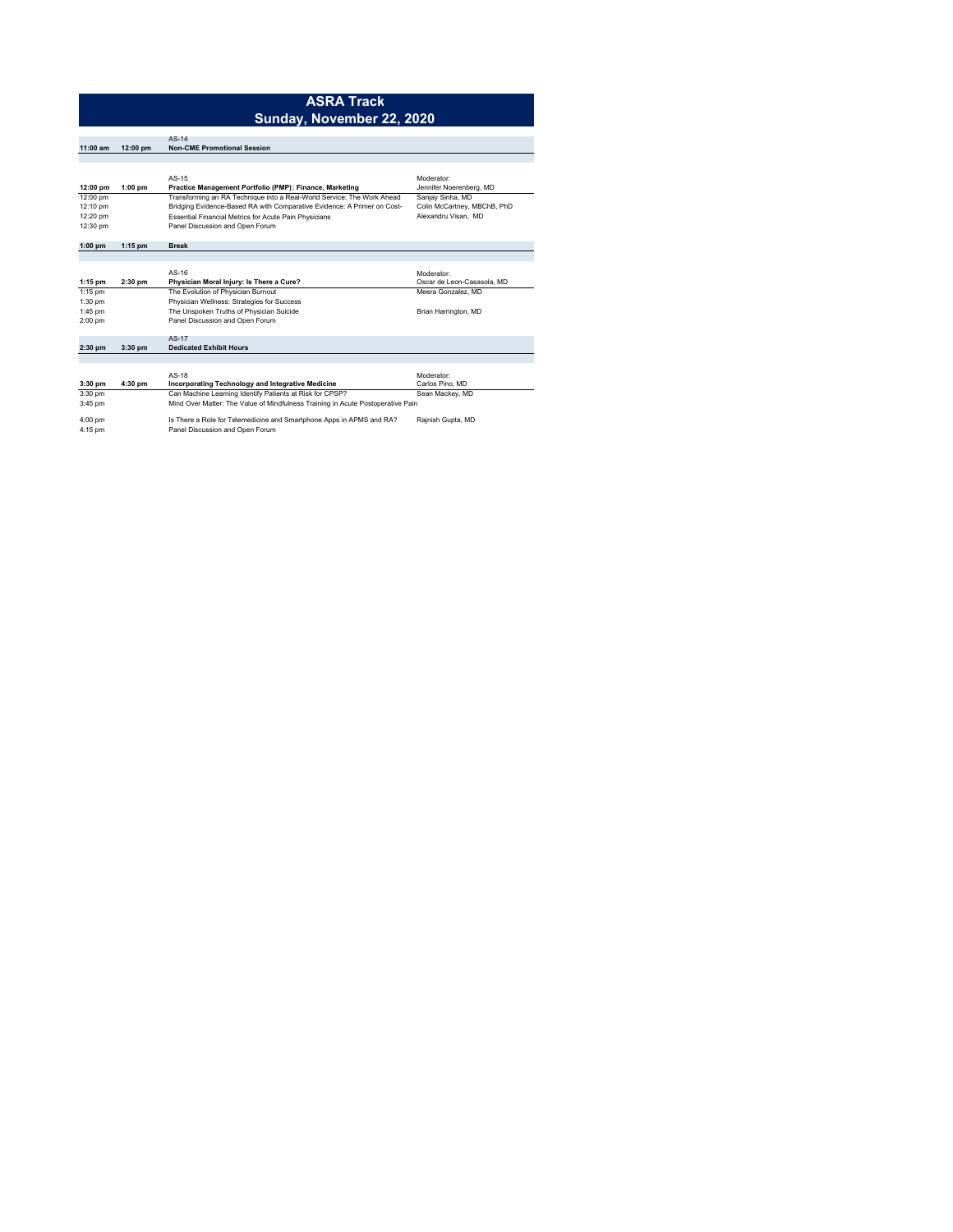# ASRA Track

## Sunday, November 22, 2020

| Start | End | Session | Faculty |
|---|---|---|---|
| 11:00 am | 12:00 pm | AS-14<br>**Non-CME Promotional Session** | |
| | | | |
| 12:00 pm | 1:00 pm | AS-15<br>**Practice Management Portfolio (PMP): Finance, Marketing** | Moderator:<br>Jennifer Noerenberg, MD |
| 12:00 pm | | Transforming an RA Technique into a Real-World Service: The Work Ahead | Sanjay Sinha, MD |
| 12:10 pm | | Bridging Evidence-Based RA with Comparative Evidence: A Primer on Cost- | Colin McCartney, MBChB, PhD |
| 12:20 pm | | Essential Financial Metrics for Acute Pain Physicians | Alexandru Visan, MD |
| 12:30 pm | | Panel Discussion and Open Forum | |
| | | | |
| 1:00 pm | 1:15 pm | **Break** | |
| | | | |
| 1:15 pm | 2:30 pm | AS-16<br>**Physician Moral Injury: Is There a Cure?** | Moderator:<br>Oscar de Leon-Casasola, MD |
| 1:15 pm | | The Evolution of Physician Burnout | Meera Gonzalez, MD |
| 1:30 pm | | Physician Wellness: Strategies for Success | |
| 1:45 pm | | The Unspoken Truths of Physician Suicide | Brian Harrington, MD |
| 2:00 pm | | Panel Discussion and Open Forum | |
| | | | |
| 2:30 pm | 3:30 pm | AS-17<br>**Dedicated Exhibit Hours** | |
| | | | |
| 3:30 pm | 4:30 pm | AS-18<br>**Incorporating Technology and Integrative Medicine** | Moderator:<br>Carlos Pino, MD |
| 3:30 pm | | Can Machine Learning Identify Patients at Risk for CPSP? | Sean Mackey, MD |
| 3:45 pm | | Mind Over Matter: The Value of Mindfulness Training in Acute Postoperative Pain | |
| 4:00 pm | | Is There a Role for Telemedicine and Smartphone Apps in APMS and RA? | Rajnish Gupta, MD |
| 4:15 pm | | Panel Discussion and Open Forum | |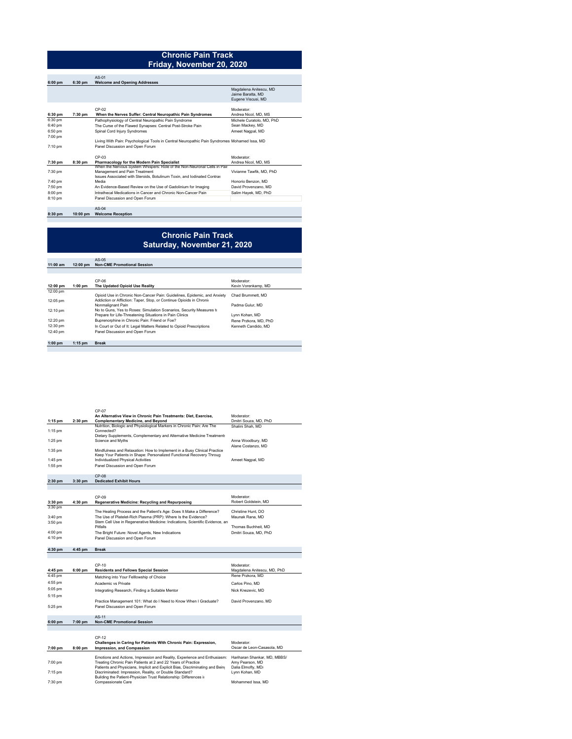## Chronic Pain Track
## Friday, November 20, 2020

| Start | End | Session | Speaker |
|---|---|---|---|
| 6:00 pm | 6:30 pm | AS-01 **Welcome and Opening Addresses** | |
| | | | Magdalena Anitescu, MD<br>Jaime Baratta, MD<br>Eugene Viscusi, MD |
| 6:30 pm | 7:30 pm | CP-02 **When the Nerves Suffer: Central Neuropathic Pain Syndromes** | Moderator: Andrea Nicol, MD, MS |
| 6:30 pm | | Pathophysiology of Central Neuropathic Pain Syndrome | Michele Curatolo, MD, PhD |
| 6:40 pm | | The Curse of the Flawed Synapses: Central Post-Stroke Pain | Sean Mackey, MD |
| 6:50 pm | | Spinal Cord Injury Syndromes | Ameet Nagpal, MD |
| 7:00 pm | | Living With Pain: Psychological Tools in Central Neuropathic Pain Syndromes | Mohamed Issa, MD |
| 7:10 pm | | Panel Discussion and Open Forum | |
| 7:30 pm | 8:30 pm | CP-03 **Pharmacology for the Modern Pain Specialist** | Moderator: Andrea Nicol, MD, MS |
| 7:30 pm | | When the Nervous System Whispers: Role of the Non-Neuronal Cells in Pain Management and Pain Treatment | Vivianne Tawfik, MD, PhD |
| 7:40 pm | | Issues Associated with Steroids, Botulinum Toxin, and Iodinated Contrast Media | Honorio Benzon, MD |
| 7:50 pm | | An Evidence-Based Review on the Use of Gadolinium for Imaging | David Provenzano, MD |
| 8:00 pm | | Intrathecal Medications in Cancer and Chronic Non-Cancer Pain | Salim Hayek, MD, PhD |
| 8:10 pm | | Panel Discussion and Open Forum | |
| 8:30 pm | 10:00 pm | AS-04 **Welcome Reception** | |

## Chronic Pain Track
## Saturday, November 21, 2020

| Start | End | Session | Speaker |
|---|---|---|---|
| 11:00 am | 12:00 pm | AS-05 **Non-CME Promotional Session** | |
| 12:00 pm | 1:00 pm | CP-06 **The Updated Opioid Use Reality** | Moderator: Kevin Vorenkamp, MD |
| 12:00 pm | | Opioid Use in Chronic Non-Cancer Pain: Guidelines, Epidemic, and Anxiety | Chad Brummett, MD |
| 12:05 pm | | Addiction or Affliction: Taper, Stop, or Continue Opioids in Chronic Nonmalignant Pain | Padma Gulur, MD |
| 12:10 pm | | No to Guns, Yes to Roses: Simulation Scenarios, Security Measures to Prepare for Life-Threatening Situations in Pain Clinics | Lynn Kohan, MD |
| 12:20 pm | | Buprenorphine in Chronic Pain: Friend or Foe? | Rene Przkora, MD, PhD |
| 12:30 pm | | In Court or Out of It: Legal Matters Related to Opioid Prescriptions | Kenneth Candido, MD |
| 12:40 pm | | Panel Discussion and Open Forum | |
| 1:00 pm | 1:15 pm | **Break** | |
| 1:15 pm | 2:30 pm | CP-07 **An Alternative View in Chronic Pain Treatments: Diet, Exercise, Complementary Medicine, and Beyond** | Moderator: Dmitri Souza, MD, PhD |
| 1:15 pm | | Nutrition, Biologic and Physiological Markers in Chronic Pain: Are They Connected? | Shalini Shah, MD |
| 1:25 pm | | Dietary Supplements, Complementary and Alternative Medicine Treatments: Science and Myths | Anna Woodbury, MD |
| 1:35 pm | | Mindfulness and Relaxation: How to Implement in a Busy Clinical Practice | Alane Costanzo, MD |
| 1:45 pm | | Keep Your Patients in Shape: Personalized Functional Recovery Through Individualized Physical Activities | Ameet Nagpal, MD |
| 1:55 pm | | Panel Discussion and Open Forum | |
| 2:30 pm | 3:30 pm | CP-08 **Dedicated Exhibit Hours** | |
| 3:30 pm | 4:30 pm | CP-09 **Regenerative Medicine: Recycling and Repurposing** | Moderator: Robert Goldstein, MD |
| 3:30 pm | | The Healing Process and the Patient's Age: Does It Make a Difference? | Christine Hunt, DO |
| 3:40 pm | | The Use of Platelet-Rich Plasma (PRP): Where Is the Evidence? | Maunak Rana, MD |
| 3:50 pm | | Stem Cell Use in Regenerative Medicine: Indications, Scientific Evidence, and Pitfalls | Thomas Buchheit, MD |
| 4:00 pm | | The Bright Future: Novel Agents, New Indications | Dmitri Souza, MD, PhD |
| 4:10 pm | | Panel Discussion and Open Forum | |
| 4:30 pm | 4:45 pm | **Break** | |
| 4:45 pm | 6:00 pm | CP-10 **Residents and Fellows Special Session** | Moderator: Magdalena Anitescu, MD, PhD |
| 4:45 pm | | Matching into Your Felllowship of Choice | Rene Przkora, MD |
| 4:55 pm | | Academic vs Private | Carlos Pino, MD |
| 5:05 pm | | Integrating Research, Finding a Suitable Mentor | Nick Knezevic, MD |
| 5:15 pm | | Practice Management 101: What do I Need to Know When I Graduate? | David Provenzano, MD |
| 5:25 pm | | Panel Discussion and Open Forum | |
| 6:00 pm | 7:00 pm | AS-11 **Non-CME Promotional Session** | |
| 7:00 pm | 8:00 pm | CP-12 **Challenges in Caring for Patients With Chronic Pain: Expression, Impression, and Compassion** | Moderator: Oscar de Leon-Casasola, MD |
| 7:00 pm | | Emotions and Actions, Impression and Reality, Experience and Enthusiasm: Treating Chronic Pain Patients at 2 and 22 Years of Practice | Hariharan Shankar, MD, MBBS/ Amy Pearson, MD |
| 7:15 pm | | Patients and Physicians, Implicit and Explicit Bias, Discriminating and Being Discriminated: Impression, Reality, or Double Standard? | Dalia Elmofty, MD/ Lynn Kohan, MD |
| 7:30 pm | | Building the Patient-Physician Trust Relationship: Differences in Compassionate Care | Mohammed Issa, MD |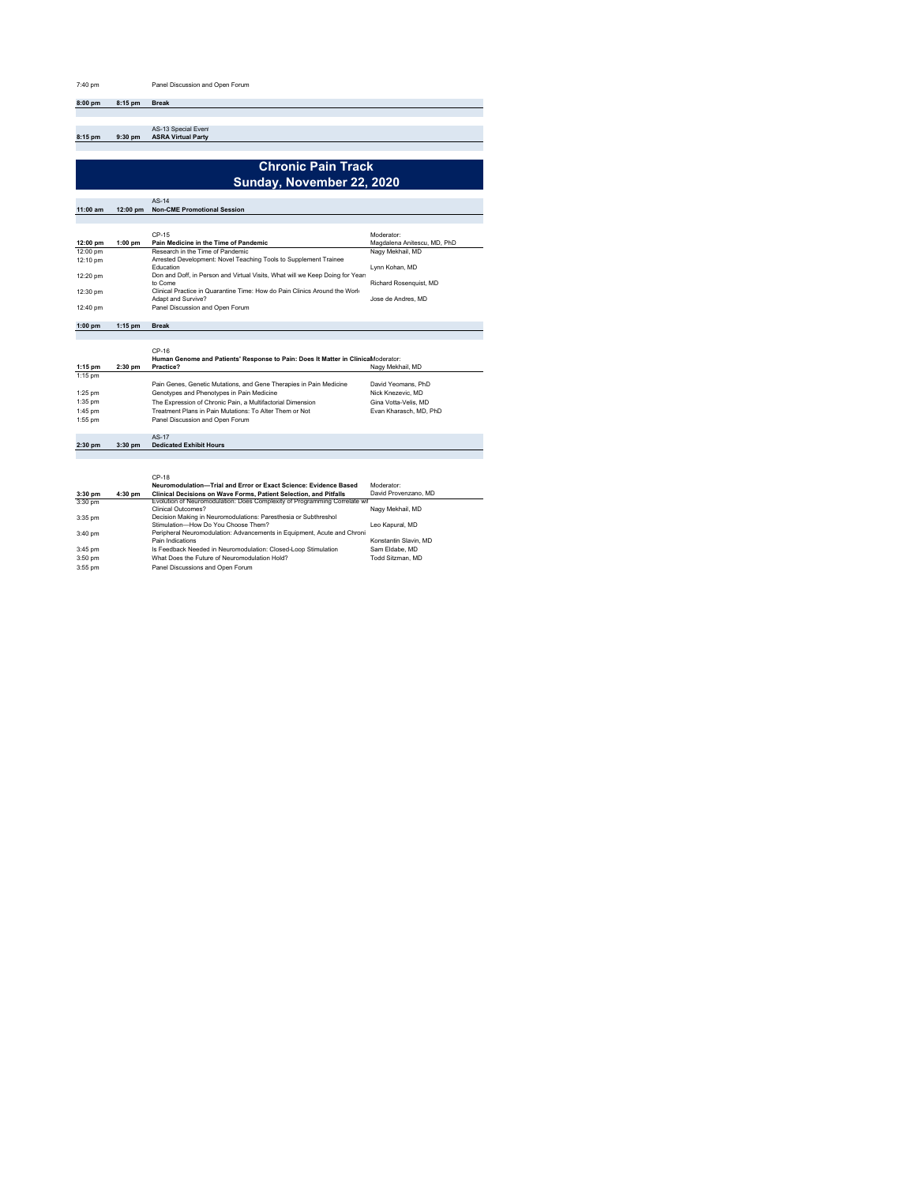| | | | |
|---|---|---|---|
| 7:40 pm | | Panel Discussion and Open Forum | |
| **8:00 pm** | **8:15 pm** | **Break** | |
| **8:15 pm** | **9:30 pm** | AS-13 Special Event<br>**ASRA Virtual Party** | |

## Chronic Pain Track
## Sunday, November 22, 2020

| | | | |
|---|---|---|---|
| **11:00 am** | **12:00 pm** | AS-14<br>**Non-CME Promotional Session** | |
| **12:00 pm** | **1:00 pm** | CP-15<br>**Pain Medicine in the Time of Pandemic** | Moderator:<br>Magdalena Anitescu, MD, PhD |
| 12:00 pm | | Research in the Time of Pandemic | Nagy Mekhail, MD |
| 12:10 pm | | Arrested Development: Novel Teaching Tools to Supplement Trainee Education | Lynn Kohan, MD |
| 12:20 pm | | Don and Doff, in Person and Virtual Visits, What will we Keep Doing for Years to Come | Richard Rosenquist, MD |
| 12:30 pm | | Clinical Practice in Quarantine Time: How do Pain Clinics Around the World Adapt and Survive? | Jose de Andres, MD |
| 12:40 pm | | Panel Discussion and Open Forum | |
| **1:00 pm** | **1:15 pm** | **Break** | |
| **1:15 pm** | **2:30 pm** | CP-16<br>**Human Genome and Patients' Response to Pain: Does It Matter in Clinical Practice?** | Moderator:<br>Nagy Mekhail, MD |
| 1:15 pm | | Pain Genes, Genetic Mutations, and Gene Therapies in Pain Medicine | David Yeomans, PhD |
| 1:25 pm | | Genotypes and Phenotypes in Pain Medicine | Nick Knezevic, MD |
| 1:35 pm | | The Expression of Chronic Pain, a Multifactorial Dimension | Gina Votta-Velis, MD |
| 1:45 pm | | Treatment Plans in Pain Mutations: To Alter Them or Not | Evan Kharasch, MD, PhD |
| 1:55 pm | | Panel Discussion and Open Forum | |
| **2:30 pm** | **3:30 pm** | AS-17<br>**Dedicated Exhibit Hours** | |
| **3:30 pm** | **4:30 pm** | CP-18<br>**Neuromodulation—Trial and Error or Exact Science: Evidence Based Clinical Decisions on Wave Forms, Patient Selection, and Pitfalls** | Moderator:<br>David Provenzano, MD |
| 3:30 pm | | Evolution of Neuromodulation: Does Complexity of Programming Correlate with Clinical Outcomes? | Nagy Mekhail, MD |
| 3:35 pm | | Decision Making in Neuromodulations: Paresthesia or Subthreshold Stimulation—How Do You Choose Them? | Leo Kapural, MD |
| 3:40 pm | | Peripheral Neuromodulation: Advancements in Equipment, Acute and Chronic Pain Indications | Konstantin Slavin, MD |
| 3:45 pm | | Is Feedback Needed in Neuromodulation: Closed-Loop Stimulation | Sam Eldabe, MD |
| 3:50 pm | | What Does the Future of Neuromodulation Hold? | Todd Sitzman, MD |
| 3:55 pm | | Panel Discussions and Open Forum | |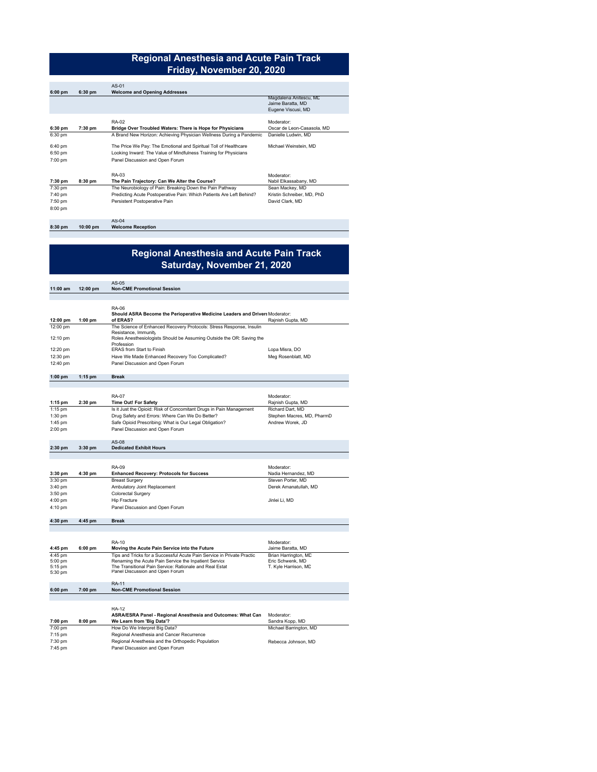## Regional Anesthesia and Acute Pain Track
## Friday, November 20, 2020

| Start | End | Session | Speaker |
|---|---|---|---|
| | | AS-01 | |
| 6:00 pm | 6:30 pm | **Welcome and Opening Addresses** | |
| | | | Magdalena Anitescu, MD<br>Jaime Baratta, MD<br>Eugene Viscusi, MD |
| | | RA-02 | Moderator: |
| 6:30 pm | 7:30 pm | **Bridge Over Troubled Waters: There is Hope for Physicians** | Oscar de Leon-Casasola, MD |
| 6:30 pm | | A Brand New Horizon: Achieving Physician Wellness During a Pandemic | Danielle Ludwin, MD |
| 6:40 pm | | The Price We Pay: The Emotional and Spiritual Toll of Healthcare | Michael Weinstein, MD |
| 6:50 pm | | Looking Inward: The Value of Mindfulness Training for Physicians | |
| 7:00 pm | | Panel Discussion and Open Forum | |
| | | RA-03 | Moderator: |
| 7:30 pm | 8:30 pm | **The Pain Trajectory: Can We Alter the Course?** | Nabil Elkassabany, MD |
| 7:30 pm | | The Neurobiology of Pain: Breaking Down the Pain Pathway | Sean Mackey, MD |
| 7:40 pm | | Predicting Acute Postoperative Pain: Which Patients Are Left Behind? | Kristin Schreiber, MD, PhD |
| 7:50 pm | | Persistent Postoperative Pain | David Clark, MD |
| 8:00 pm | | | |
| | | AS-04 | |
| 8:30 pm | 10:00 pm | **Welcome Reception** | |

## Regional Anesthesia and Acute Pain Track
## Saturday, November 21, 2020

| Start | End | Session | Speaker |
|---|---|---|---|
| | | AS-05 | |
| 11:00 am | 12:00 pm | **Non-CME Promotional Session** | |
| | | RA-06 | Moderator: |
| 12:00 pm | 1:00 pm | **Should ASRA Become the Perioperative Medicine Leaders and Drivers of ERAS?** | Rajnish Gupta, MD |
| 12:00 pm | | The Science of Enhanced Recovery Protocols: Stress Response, Insulin Resistance, Immunity | |
| 12:10 pm | | Roles Anesthesiologists Should be Assuming Outside the OR: Saving the Profession | |
| 12:20 pm | | ERAS from Start to Finish | Lopa Misra, DO |
| 12:30 pm | | Have We Made Enhanced Recovery Too Complicated? | Meg Rosenblatt, MD |
| 12:40 pm | | Panel Discussion and Open Forum | |
| 1:00 pm | 1:15 pm | **Break** | |
| | | RA-07 | Moderator: |
| 1:15 pm | 2:30 pm | **Time Out! For Safety** | Rajnish Gupta, MD |
| 1:15 pm | | Is it Just the Opioid: Risk of Concomitant Drugs in Pain Management | Richard Dart, MD |
| 1:30 pm | | Drug Safety and Errors: Where Can We Do Better? | Stephen Macres, MD, PharmD |
| 1:45 pm | | Safe Opioid Prescribing: What is Our Legal Obligation? | Andrew Worek, JD |
| 2:00 pm | | Panel Discussion and Open Forum | |
| | | AS-08 | |
| 2:30 pm | 3:30 pm | **Dedicated Exhibit Hours** | |
| | | RA-09 | Moderator: |
| 3:30 pm | 4:30 pm | **Enhanced Recovery: Protocols for Success** | Nadia Hernandez, MD |
| 3:30 pm | | Breast Surgery | Steven Porter, MD |
| 3:40 pm | | Ambulatory Joint Replacement | Derek Amanatullah, MD |
| 3:50 pm | | Colorectal Surgery | |
| 4:00 pm | | Hip Fracture | Jinlei Li, MD |
| 4:10 pm | | Panel Discussion and Open Forum | |
| 4:30 pm | 4:45 pm | **Break** | |
| | | RA-10 | Moderator: |
| 4:45 pm | 6:00 pm | **Moving the Acute Pain Service into the Future** | Jaime Baratta, MD |
| 4:45 pm | | Tips and Tricks for a Successful Acute Pain Service in Private Practic | Brian Harrington, MD |
| 5:00 pm | | Renaming the Acute Pain Service the Inpatient Service | Eric Schwenk, MD |
| 5:15 pm | | The Transitional Pain Service: Rationale and Real Estat | T. Kyle Harrison, MD |
| 5:30 pm | | Panel Discussion and Open Forum | |
| | | RA-11 | |
| 6:00 pm | 7:00 pm | **Non-CME Promotional Session** | |
| | | RA-12 | Moderator: |
| 7:00 pm | 8:00 pm | **ASRA/ESRA Panel - Regional Anesthesia and Outcomes: What Can We Learn from 'Big Data'?** | Sandra Kopp, MD |
| 7:00 pm | | How Do We Interpret Big Data? | Michael Barrington, MD |
| 7:15 pm | | Regional Anesthesia and Cancer Recurrence | |
| 7:30 pm | | Regional Anesthesia and the Orthopedic Population | Rebecca Johnson, MD |
| 7:45 pm | | Panel Discussion and Open Forum | |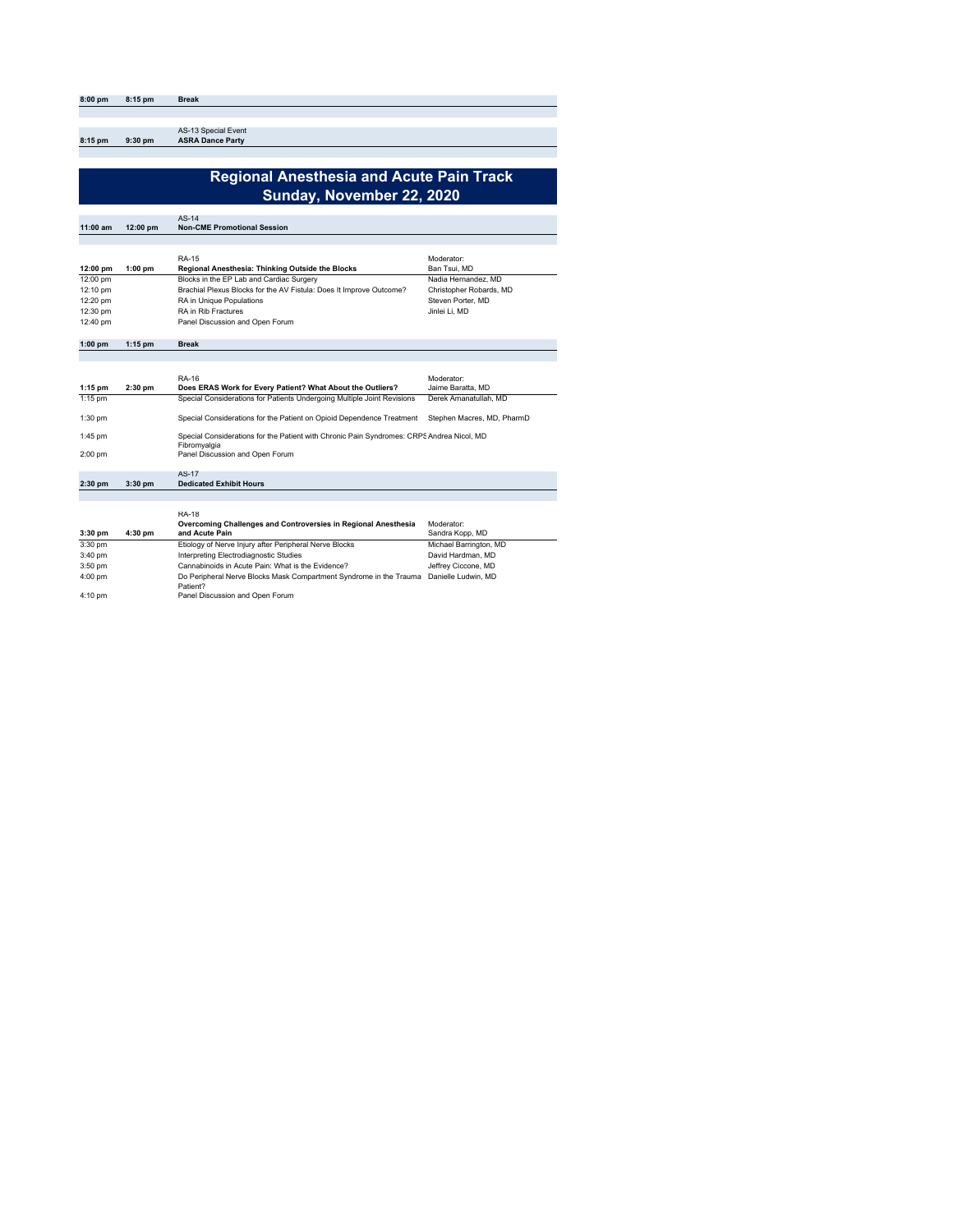| | | | |
|---|---|---|---|
| **8:00 pm** | **8:15 pm** | **Break** | |
| **8:15 pm** | **9:30 pm** | AS-13 Special Event<br>**ASRA Dance Party** | |

# Regional Anesthesia and Acute Pain Track

## Sunday, November 22, 2020

| | | | |
|---|---|---|---|
| **11:00 am** | **12:00 pm** | AS-14<br>**Non-CME Promotional Session** | |
| **12:00 pm** | **1:00 pm** | RA-15<br>**Regional Anesthesia: Thinking Outside the Blocks** | Moderator:<br>Ban Tsui, MD |
| 12:00 pm | | Blocks in the EP Lab and Cardiac Surgery | Nadia Hernandez, MD |
| 12:10 pm | | Brachial Plexus Blocks for the AV Fistula: Does It Improve Outcome? | Christopher Robards, MD |
| 12:20 pm | | RA in Unique Populations | Steven Porter, MD |
| 12:30 pm | | RA in Rib Fractures | Jinlei Li, MD |
| 12:40 pm | | Panel Discussion and Open Forum | |
| **1:00 pm** | **1:15 pm** | **Break** | |
| **1:15 pm** | **2:30 pm** | RA-16<br>**Does ERAS Work for Every Patient? What About the Outliers?** | Moderator:<br>Jaime Baratta, MD |
| 1:15 pm | | Special Considerations for Patients Undergoing Multiple Joint Revisions | Derek Amanatullah, MD |
| 1:30 pm | | Special Considerations for the Patient on Opioid Dependence Treatment | Stephen Macres, MD, PharmD |
| 1:45 pm | | Special Considerations for the Patient with Chronic Pain Syndromes: CRPS Fibromyalgia | Andrea Nicol, MD |
| 2:00 pm | | Panel Discussion and Open Forum | |
| **2:30 pm** | **3:30 pm** | AS-17<br>**Dedicated Exhibit Hours** | |
| **3:30 pm** | **4:30 pm** | RA-18<br>**Overcoming Challenges and Controversies in Regional Anesthesia and Acute Pain** | Moderator:<br>Sandra Kopp, MD |
| 3:30 pm | | Etiology of Nerve Injury after Peripheral Nerve Blocks | Michael Barrington, MD |
| 3:40 pm | | Interpreting Electrodiagnostic Studies | David Hardman, MD |
| 3:50 pm | | Cannabinoids in Acute Pain: What is the Evidence? | Jeffrey Ciccone, MD |
| 4:00 pm | | Do Peripheral Nerve Blocks Mask Compartment Syndrome in the Trauma Patient? | Danielle Ludwin, MD |
| 4:10 pm | | Panel Discussion and Open Forum | |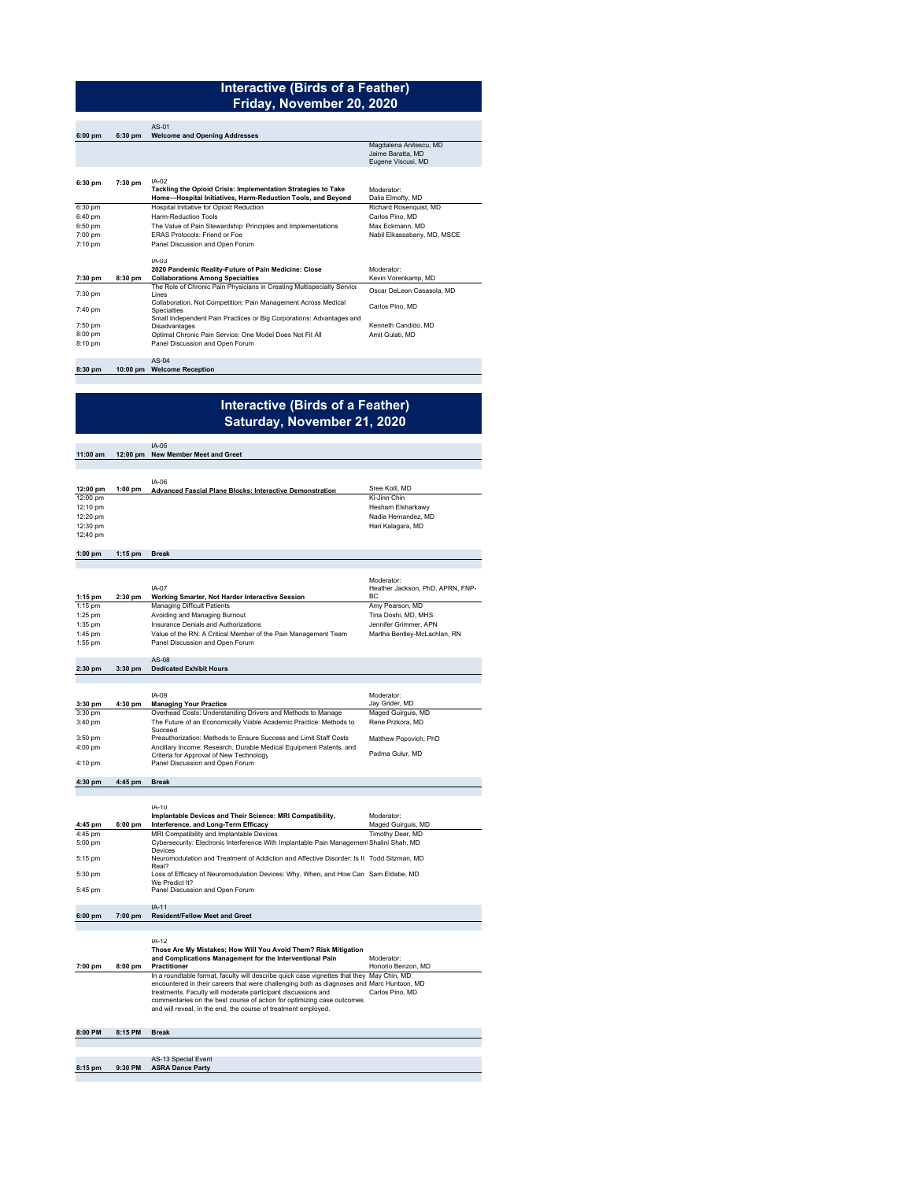# Interactive (Birds of a Feather)
## Friday, November 20, 2020

| Start | End | Session | Faculty |
|---|---|---|---|
| 6:00 pm | 6:30 pm | AS-01 **Welcome and Opening Addresses** | |
| | | | Magdalena Anitescu, MD |
| | | | Jaime Baratta, MD |
| | | | Eugene Viscusi, MD |
| 6:30 pm | 7:30 pm | IA-02 **Tackling the Opioid Crisis: Implementation Strategies to Take Home—Hospital Initiatives, Harm-Reduction Tools, and Beyond** | Moderator: Dalia Elmofty, MD |
| 6:30 pm | | Hospital Initiative for Opioid Reduction | Richard Rosenquist, MD |
| 6:40 pm | | Harm-Reduction Tools | Carlos Pino, MD |
| 6:50 pm | | The Value of Pain Stewardship: Principles and Implementations | Max Eckmann, MD |
| 7:00 pm | | ERAS Protocols: Friend or Foe | Nabil Elkassabany, MD, MSCE |
| 7:10 pm | | Panel Discussion and Open Forum | |
| 7:30 pm | 8:30 pm | IA-03 **2020 Pandemic Reality-Future of Pain Medicine: Close Collaborations Among Specialties** | Moderator: Kevin Vorenkamp, MD |
| 7:30 pm | | The Role of Chronic Pain Physicians in Creating Multispecialty Service Lines | Oscar DeLeon Casasola, MD |
| 7:40 pm | | Collaboration, Not Competition: Pain Management Across Medical Specialties | Carlos Pino, MD |
| 7:50 pm | | Small Independent Pain Practices or Big Corporations: Advantages and Disadvantages | Kenneth Candido, MD |
| 8:00 pm | | Optimal Chronic Pain Service: One Model Does Not Fit All | Amit Gulati, MD |
| 8:10 pm | | Panel Discussion and Open Forum | |
| 8:30 pm | 10:00 pm | AS-04 **Welcome Reception** | |

# Interactive (Birds of a Feather)
## Saturday, November 21, 2020

| Start | End | Session | Faculty |
|---|---|---|---|
| 11:00 am | 12:00 pm | IA-05 **New Member Meet and Greet** | |
| 12:00 pm | 1:00 pm | IA-06 **Advanced Fascial Plane Blocks: Interactive Demonstration** | Sree Kolli, MD |
| 12:00 pm | | | Ki-Jinn Chin |
| 12:10 pm | | | Hesham Elsharkawy |
| 12:20 pm | | | Nadia Hernandez, MD |
| 12:30 pm | | | Hari Kalagara, MD |
| 12:40 pm | | | |
| 1:00 pm | 1:15 pm | **Break** | |
| 1:15 pm | 2:30 pm | IA-07 **Working Smarter, Not Harder Interactive Session** | Moderator: Heather Jackson, PhD, APRN, FNP-BC |
| 1:15 pm | | Managing Difficult Patients | Amy Pearson, MD |
| 1:25 pm | | Avoiding and Managing Burnout | Tina Doshi, MD, MHS |
| 1:35 pm | | Insurance Denials and Authorizations | Jennifer Grimmer, APN |
| 1:45 pm | | Value of the RN: A Critical Member of the Pain Management Team | Martha Bentley-McLachlan, RN |
| 1:55 pm | | Panel Discussion and Open Forum | |
| 2:30 pm | 3:30 pm | AS-08 **Dedicated Exhibit Hours** | |
| 3:30 pm | 4:30 pm | IA-09 **Managing Your Practice** | Moderator: Jay Grider, MD |
| 3:30 pm | | Overhead Costs: Understanding Drivers and Methods to Manage | Maged Guirguis, MD |
| 3:40 pm | | The Future of an Economically Viable Academic Practice: Methods to Succeed | Rene Przkora, MD |
| 3:50 pm | | Preauthorization: Methods to Ensure Success and Limit Staff Costs | Matthew Popovich, PhD |
| 4:00 pm | | Ancillary Income: Research, Durable Medical Equipment Patents, and Criteria for Approval of New Technology | Padma Gulur, MD |
| 4:10 pm | | Panel Discussion and Open Forum | |
| 4:30 pm | 4:45 pm | **Break** | |
| 4:45 pm | 6:00 pm | IA-10 **Implantable Devices and Their Science: MRI Compatibility, Interference, and Long-Term Efficacy** | Moderator: Maged Guirguis, MD |
| 4:45 pm | | MRI Compatibility and Implantable Devices | Timothy Deer, MD |
| 5:00 pm | | Cybersecurity: Electronic Interference With Implantable Pain Management Devices | Shalini Shah, MD |
| 5:15 pm | | Neuromodulation and Treatment of Addiction and Affective Disorder: Is It Real? | Todd Sitzman, MD |
| 5:30 pm | | Loss of Efficacy of Neuromodulation Devices: Why, When, and How Can We Predict It? | Sam Eldabe, MD |
| 5:45 pm | | Panel Discussion and Open Forum | |
| 6:00 pm | 7:00 pm | IA-11 **Resident/Fellow Meet and Greet** | |
| 7:00 pm | 8:00 pm | IA-12 **Those Are My Mistakes; How Will You Avoid Them? Risk Mitigation and Complications Management for the Interventional Pain Practitioner** | Moderator: Honorio Benzon, MD |
| | | In a roundtable format, faculty will describe quick case vignettes that they encountered in their careers that were challenging both as diagnoses and treatments. Faculty will moderate participant discussions and commentaries on the best course of action for optimizing case outcomes and will reveal, in the end, the course of treatment employed. | May Chin, MD; Marc Huntoon, MD; Carlos Pino, MD |
| 8:00 PM | 8:15 PM | **Break** | |
| 8:15 pm | 9:30 PM | AS-13 Special Event **ASRA Dance Party** | |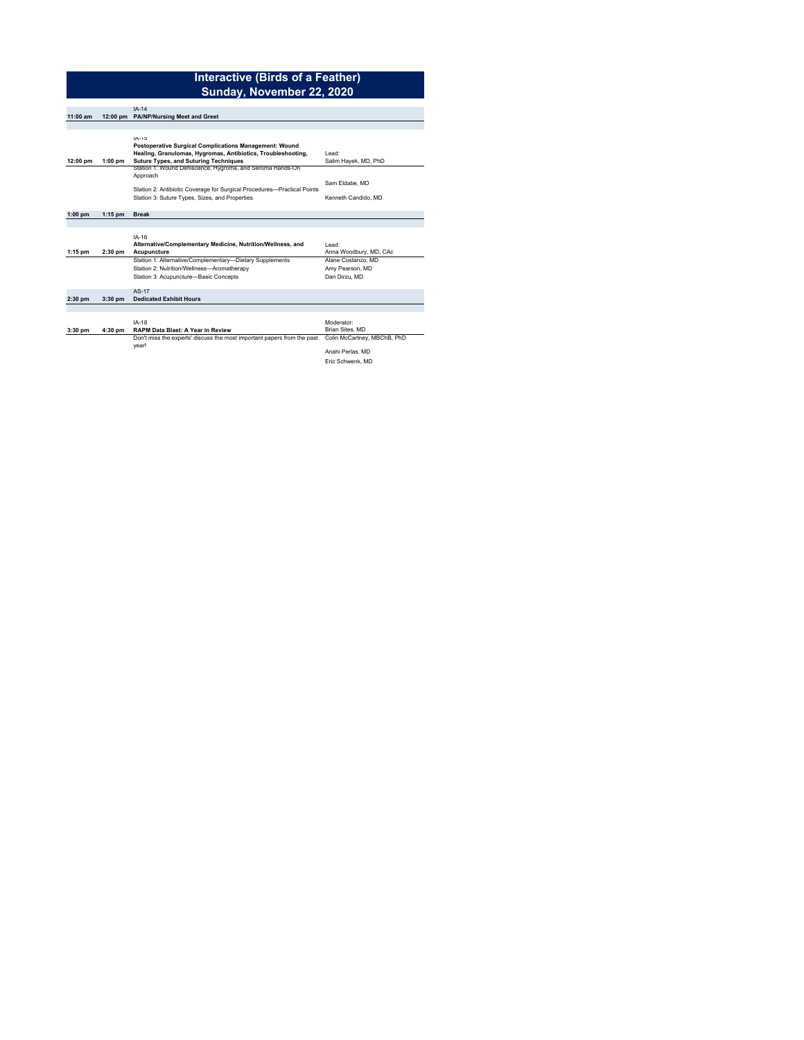# Interactive (Birds of a Feather)

## Sunday, November 22, 2020

| Start | End | Session | Faculty |
|---|---|---|---|
| 11:00 am | 12:00 pm | IA-14<br>**PA/NP/Nursing Meet and Greet** | |
| 12:00 pm | 1:00 pm | IA-15<br>**Postoperative Surgical Complications Management: Wound Healing, Granulomas, Hygromas, Antibiotics, Troubleshooting, Suture Types, and Suturing Techniques** | Lead:<br>Salim Hayek, MD, PhD |
| | | Station 1: Wound Dehiscence, Hygroma, and Seroma Hands-On Approach | Sam Eldabe, MD |
| | | Station 2: Antibiotic Coverage for Surgical Procedures—Practical Points | |
| | | Station 3: Suture Types, Sizes, and Properties | Kenneth Candido, MD |
| 1:00 pm | 1:15 pm | **Break** | |
| 1:15 pm | 2:30 pm | IA-16<br>**Alternative/Complementary Medicine, Nutrition/Wellness, and Acupuncture** | Lead:<br>Anna Woodbury, MD, CAc |
| | | Station 1: Alternative/Complementary—Dietary Supplements | Alane Costanzo, MD |
| | | Station 2: Nutrition/Wellness—Aromatherapy | Amy Pearson, MD |
| | | Station 3: Acupuncture—Basic Concepts | Dan Dirzu, MD |
| 2:30 pm | 3:30 pm | AS-17<br>**Dedicated Exhibit Hours** | |
| 3:30 pm | 4:30 pm | IA-18<br>**RAPM Data Blast: A Year in Review** | Moderator:<br>Brian Sites, MD |
| | | Don't miss the experts' discuss the most important papers from the past year! | Colin McCartney, MBChB, PhD<br>Anahi Perlas, MD<br>Eric Schwenk, MD |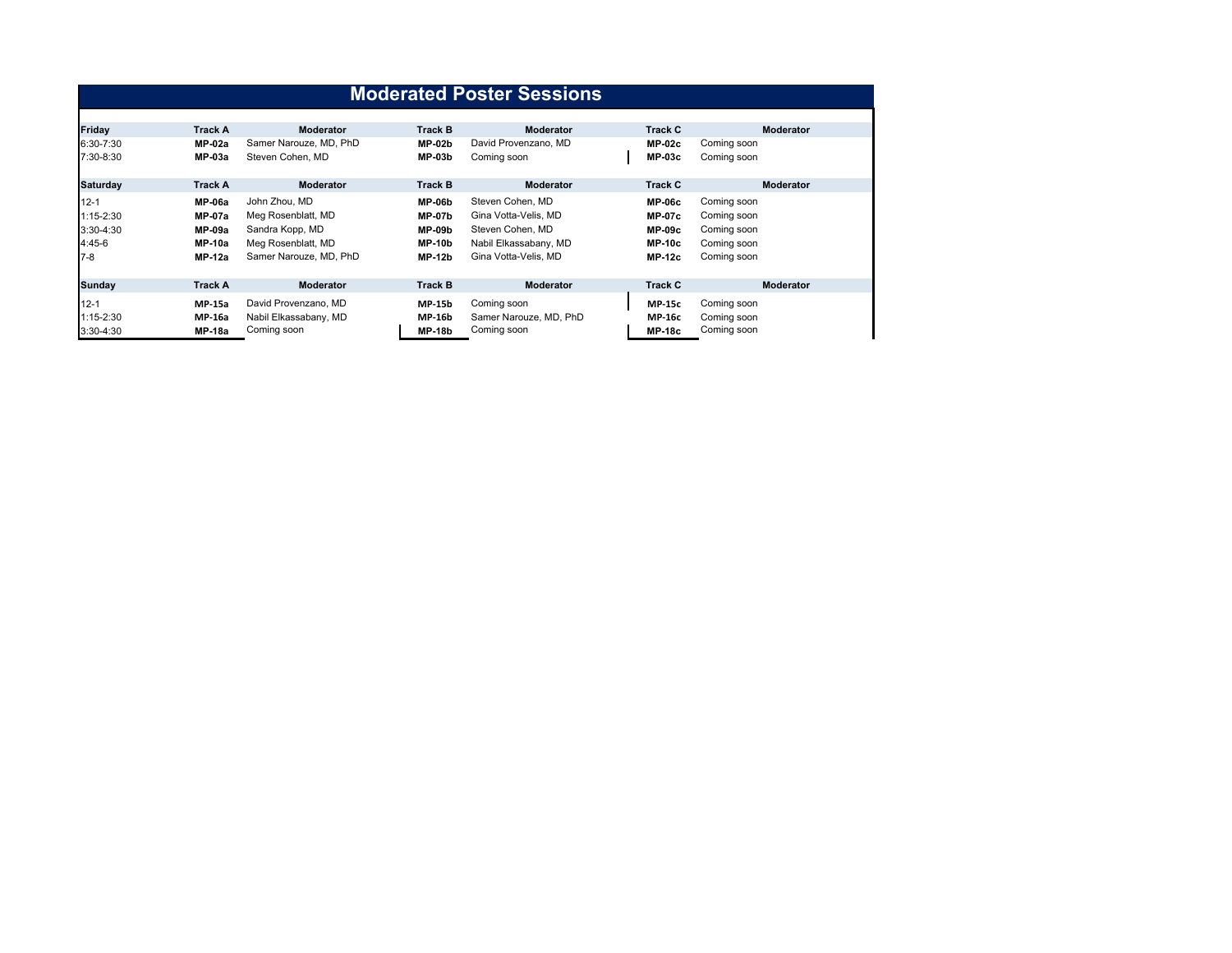# Moderated Poster Sessions

| Friday | Track A | Moderator | Track B | Moderator | Track C | Moderator |
|---|---|---|---|---|---|---|
| 6:30-7:30 | **MP-02a** | Samer Narouze, MD, PhD | **MP-02b** | David Provenzano, MD | **MP-02c** | Coming soon |
| 7:30-8:30 | **MP-03a** | Steven Cohen, MD | **MP-03b** | Coming soon | **MP-03c** | Coming soon |
| **Saturday** | **Track A** | **Moderator** | **Track B** | **Moderator** | **Track C** | **Moderator** |
| 12-1 | **MP-06a** | John Zhou, MD | **MP-06b** | Steven Cohen, MD | **MP-06c** | Coming soon |
| 1:15-2:30 | **MP-07a** | Meg Rosenblatt, MD | **MP-07b** | Gina Votta-Velis, MD | **MP-07c** | Coming soon |
| 3:30-4:30 | **MP-09a** | Sandra Kopp, MD | **MP-09b** | Steven Cohen, MD | **MP-09c** | Coming soon |
| 4:45-6 | **MP-10a** | Meg Rosenblatt, MD | **MP-10b** | Nabil Elkassabany, MD | **MP-10c** | Coming soon |
| 7-8 | **MP-12a** | Samer Narouze, MD, PhD | **MP-12b** | Gina Votta-Velis, MD | **MP-12c** | Coming soon |
| **Sunday** | **Track A** | **Moderator** | **Track B** | **Moderator** | **Track C** | **Moderator** |
| 12-1 | **MP-15a** | David Provenzano, MD | **MP-15b** | Coming soon | **MP-15c** | Coming soon |
| 1:15-2:30 | **MP-16a** | Nabil Elkassabany, MD | **MP-16b** | Samer Narouze, MD, PhD | **MP-16c** | Coming soon |
| 3:30-4:30 | **MP-18a** | Coming soon | **MP-18b** | Coming soon | **MP-18c** | Coming soon |